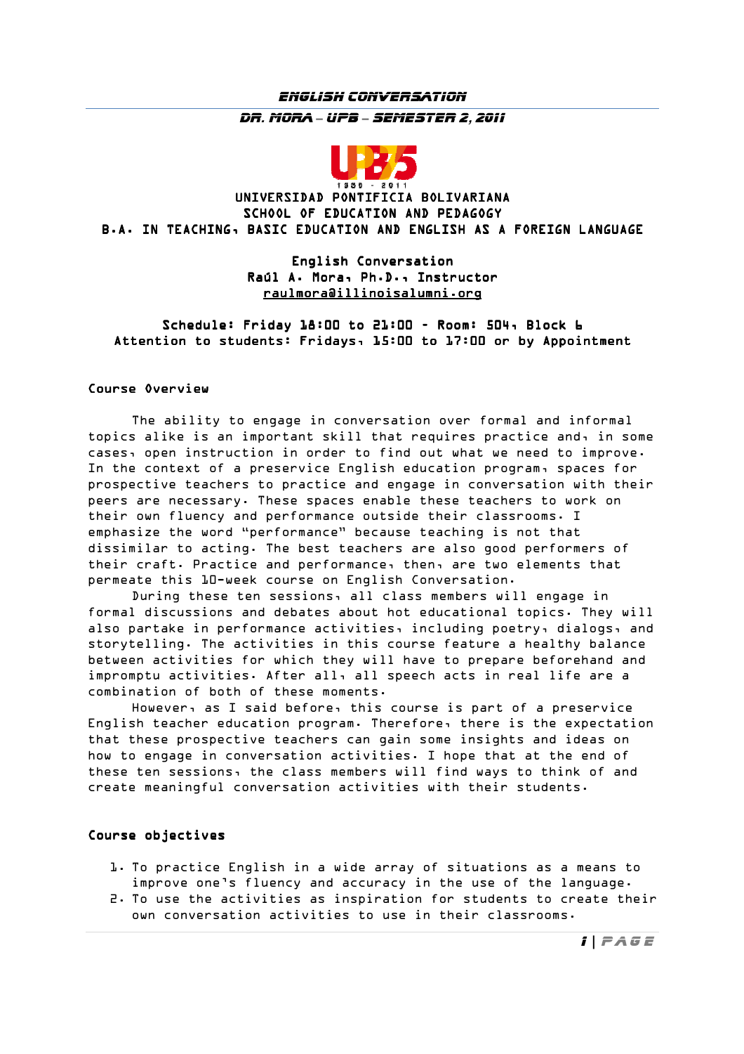UNIVERSIDAD PONTIFICIA BOLIVARIANA
SCHOOL OF EDUCATION AND PEDAGOGY
B.A. IN TEACHING, BASIC EDUCATION AND ENGLISH AS A FOREIGN LANGUAGE

**English Conversation**
**Raúl A. Mora, Ph.D., Instructor**
raulmora@illinoisalumni.org

**Schedule: Friday 18:00 to 21:00 – Room: 504, Block 6**
**Attention to students: Fridays, 15:00 to 17:00 or by Appointment**

## Course Overview

The ability to engage in conversation over formal and informal topics alike is an important skill that requires practice and, in some cases, open instruction in order to find out what we need to improve. In the context of a preservice English education program, spaces for prospective teachers to practice and engage in conversation with their peers are necessary. These spaces enable these teachers to work on their own fluency and performance outside their classrooms. I emphasize the word "performance" because teaching is not that dissimilar to acting. The best teachers are also good performers of their craft. Practice and performance, then, are two elements that permeate this 10-week course on English Conversation.

During these ten sessions, all class members will engage in formal discussions and debates about hot educational topics. They will also partake in performance activities, including poetry, dialogs, and storytelling. The activities in this course feature a healthy balance between activities for which they will have to prepare beforehand and impromptu activities. After all, all speech acts in real life are a combination of both of these moments.

However, as I said before, this course is part of a preservice English teacher education program. Therefore, there is the expectation that these prospective teachers can gain some insights and ideas on how to engage in conversation activities. I hope that at the end of these ten sessions, the class members will find ways to think of and create meaningful conversation activities with their students.

## Course objectives

1. To practice English in a wide array of situations as a means to improve one's fluency and accuracy in the use of the language.
2. To use the activities as inspiration for students to create their own conversation activities to use in their classrooms.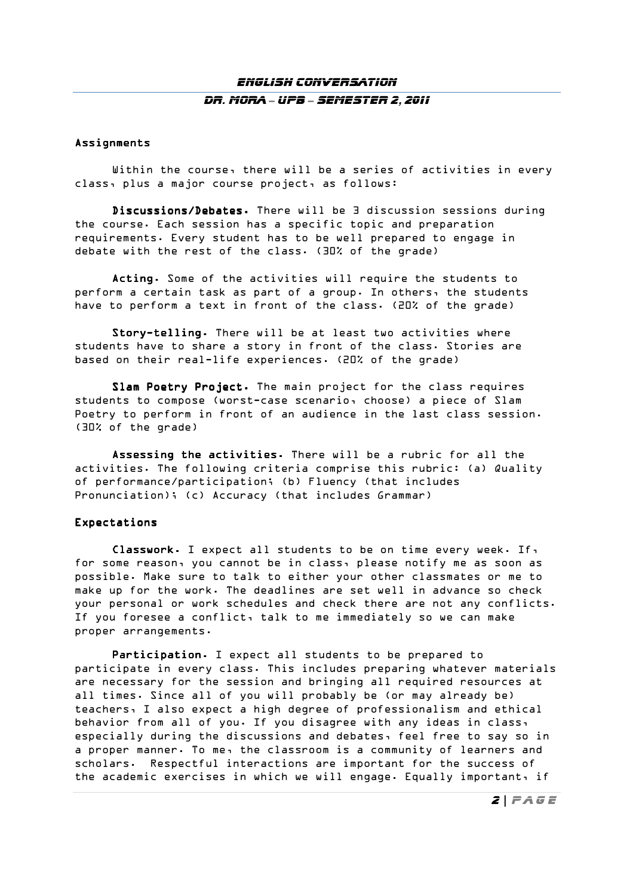## Assignments

Within the course, there will be a series of activities in every class, plus a major course project, as follows:

**Discussions/Debates.** There will be 3 discussion sessions during the course. Each session has a specific topic and preparation requirements. Every student has to be well prepared to engage in debate with the rest of the class. (30% of the grade)

**Acting.** Some of the activities will require the students to perform a certain task as part of a group. In others, the students have to perform a text in front of the class. (20% of the grade)

**Story-telling.** There will be at least two activities where students have to share a story in front of the class. Stories are based on their real-life experiences. (20% of the grade)

**Slam Poetry Project.** The main project for the class requires students to compose (worst-case scenario, choose) a piece of Slam Poetry to perform in front of an audience in the last class session. (30% of the grade)

**Assessing the activities.** There will be a rubric for all the activities. The following criteria comprise this rubric: (a) Quality of performance/participation; (b) Fluency (that includes Pronunciation); (c) Accuracy (that includes Grammar)

## Expectations

**Classwork.** I expect all students to be on time every week. If, for some reason, you cannot be in class, please notify me as soon as possible. Make sure to talk to either your other classmates or me to make up for the work. The deadlines are set well in advance so check your personal or work schedules and check there are not any conflicts. If you foresee a conflict, talk to me immediately so we can make proper arrangements.

**Participation.** I expect all students to be prepared to participate in every class. This includes preparing whatever materials are necessary for the session and bringing all required resources at all times. Since all of you will probably be (or may already be) teachers, I also expect a high degree of professionalism and ethical behavior from all of you. If you disagree with any ideas in class, especially during the discussions and debates, feel free to say so in a proper manner. To me, the classroom is a community of learners and scholars. Respectful interactions are important for the success of the academic exercises in which we will engage. Equally important, if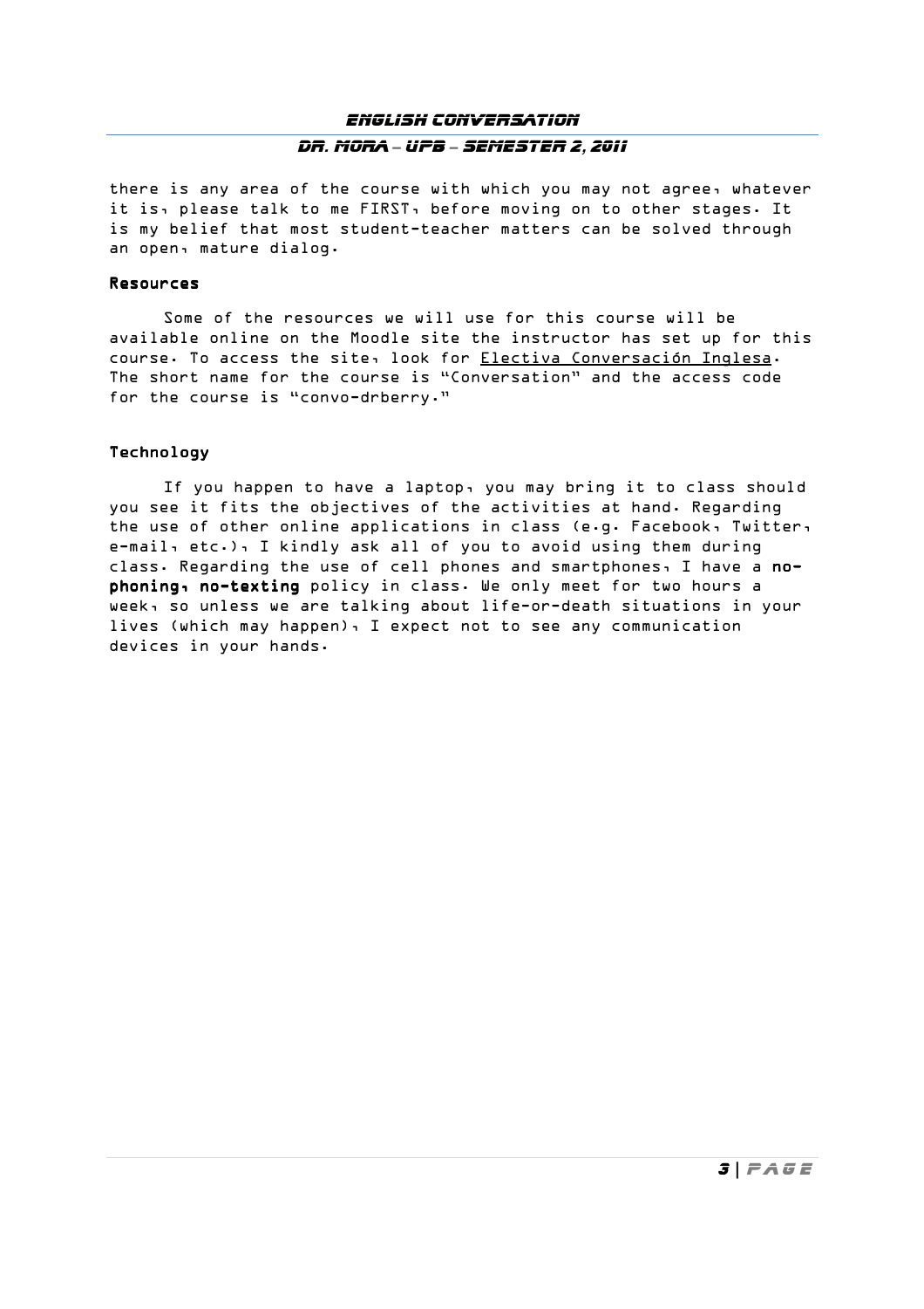there is any area of the course with which you may not agree, whatever it is, please talk to me FIRST, before moving on to other stages. It is my belief that most student-teacher matters can be solved through an open, mature dialog.

## Resources

Some of the resources we will use for this course will be available online on the Moodle site the instructor has set up for this course. To access the site, look for <u>Electiva Conversación Inglesa</u>. The short name for the course is "Conversation" and the access code for the course is "convo-drberry."

## Technology

If you happen to have a laptop, you may bring it to class should you see it fits the objectives of the activities at hand. Regarding the use of other online applications in class (e.g. Facebook, Twitter, e-mail, etc.), I kindly ask all of you to avoid using them during class. Regarding the use of cell phones and smartphones, I have a **no-phoning, no-texting** policy in class. We only meet for two hours a week, so unless we are talking about life-or-death situations in your lives (which may happen), I expect not to see any communication devices in your hands.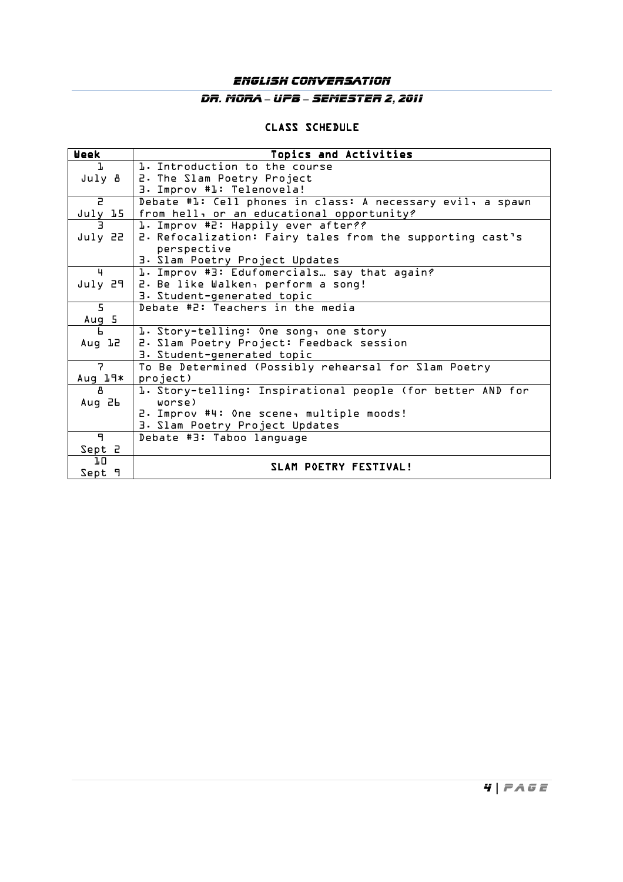# ENGLISH CONVERSATION

## DR. MORA – UPB – SEMESTER 2, 2011

### CLASS SCHEDULE

| Week | Topics and Activities |
|---|---|
| 1<br>July 8 | 1. Introduction to the course<br>2. The Slam Poetry Project<br>3. Improv #1: Telenovela! |
| 2<br>July 15 | Debate #1: Cell phones in class: A necessary evil, a spawn from hell, or an educational opportunity? |
| 3<br>July 22 | 1. Improv #2: Happily ever after??<br>2. Refocalization: Fairy tales from the supporting cast's perspective<br>3. Slam Poetry Project Updates |
| 4<br>July 29 | 1. Improv #3: Edufomercials… say that again?<br>2. Be like Walken, perform a song!<br>3. Student-generated topic |
| 5<br>Aug 5 | Debate #2: Teachers in the media |
| 6<br>Aug 12 | 1. Story-telling: One song, one story<br>2. Slam Poetry Project: Feedback session<br>3. Student-generated topic |
| 7<br>Aug 19* | To Be Determined (Possibly rehearsal for Slam Poetry project) |
| 8<br>Aug 26 | 1. Story-telling: Inspirational people (for better AND for worse)<br>2. Improv #4: One scene, multiple moods!<br>3. Slam Poetry Project Updates |
| 9<br>Sept 2 | Debate #3: Taboo language |
| 10<br>Sept 9 | SLAM POETRY FESTIVAL! |